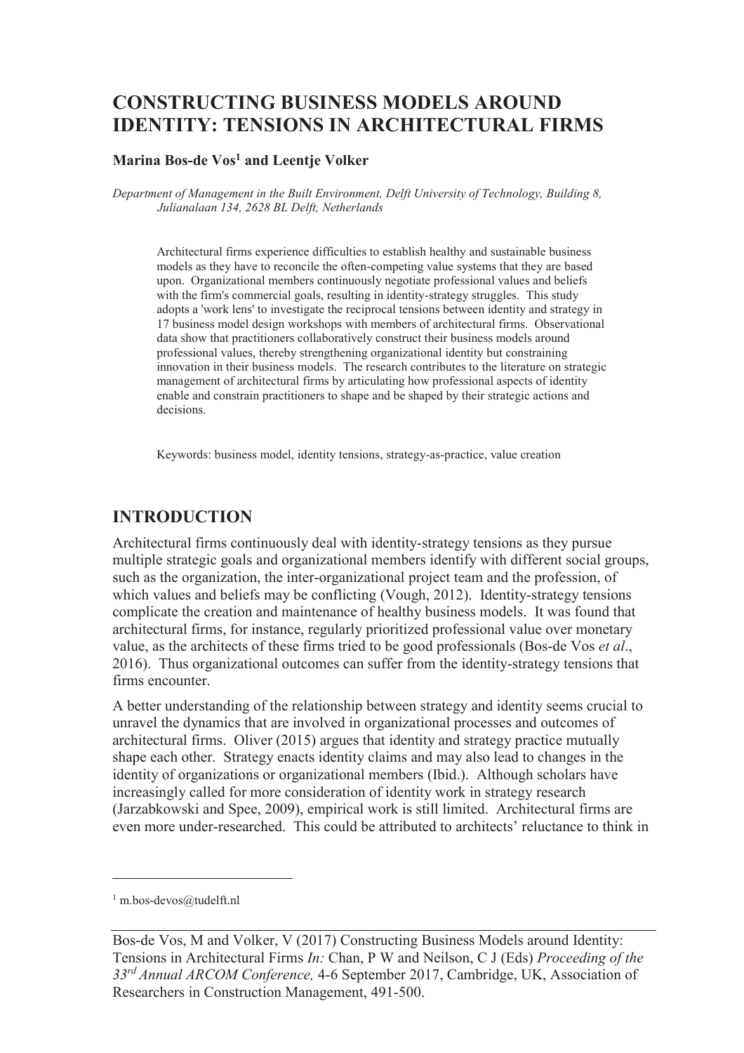# CONSTRUCTING BUSINESS MODELS AROUND IDENTITY: TENSIONS IN ARCHITECTURAL FIRMS

**Marina Bos-de Vos[1] and Leentje Volker**

*Department of Management in the Built Environment, Delft University of Technology, Building 8, Julianalaan 134, 2628 BL Delft, Netherlands*

Architectural firms experience difficulties to establish healthy and sustainable business models as they have to reconcile the often-competing value systems that they are based upon. Organizational members continuously negotiate professional values and beliefs with the firm's commercial goals, resulting in identity-strategy struggles. This study adopts a 'work lens' to investigate the reciprocal tensions between identity and strategy in 17 business model design workshops with members of architectural firms. Observational data show that practitioners collaboratively construct their business models around professional values, thereby strengthening organizational identity but constraining innovation in their business models. The research contributes to the literature on strategic management of architectural firms by articulating how professional aspects of identity enable and constrain practitioners to shape and be shaped by their strategic actions and decisions.

Keywords: business model, identity tensions, strategy-as-practice, value creation

## INTRODUCTION

Architectural firms continuously deal with identity-strategy tensions as they pursue multiple strategic goals and organizational members identify with different social groups, such as the organization, the inter-organizational project team and the profession, of which values and beliefs may be conflicting (Vough, 2012). Identity-strategy tensions complicate the creation and maintenance of healthy business models. It was found that architectural firms, for instance, regularly prioritized professional value over monetary value, as the architects of these firms tried to be good professionals (Bos-de Vos *et al*., 2016). Thus organizational outcomes can suffer from the identity-strategy tensions that firms encounter.

A better understanding of the relationship between strategy and identity seems crucial to unravel the dynamics that are involved in organizational processes and outcomes of architectural firms. Oliver (2015) argues that identity and strategy practice mutually shape each other. Strategy enacts identity claims and may also lead to changes in the identity of organizations or organizational members (Ibid.). Although scholars have increasingly called for more consideration of identity work in strategy research (Jarzabkowski and Spee, 2009), empirical work is still limited. Architectural firms are even more under-researched. This could be attributed to architects' reluctance to think in

[1] m.bos-devos@tudelft.nl

Bos-de Vos, M and Volker, V (2017) Constructing Business Models around Identity: Tensions in Architectural Firms *In:* Chan, P W and Neilson, C J (Eds) *Proceeding of the 33rd Annual ARCOM Conference,* 4-6 September 2017, Cambridge, UK, Association of Researchers in Construction Management, 491-500.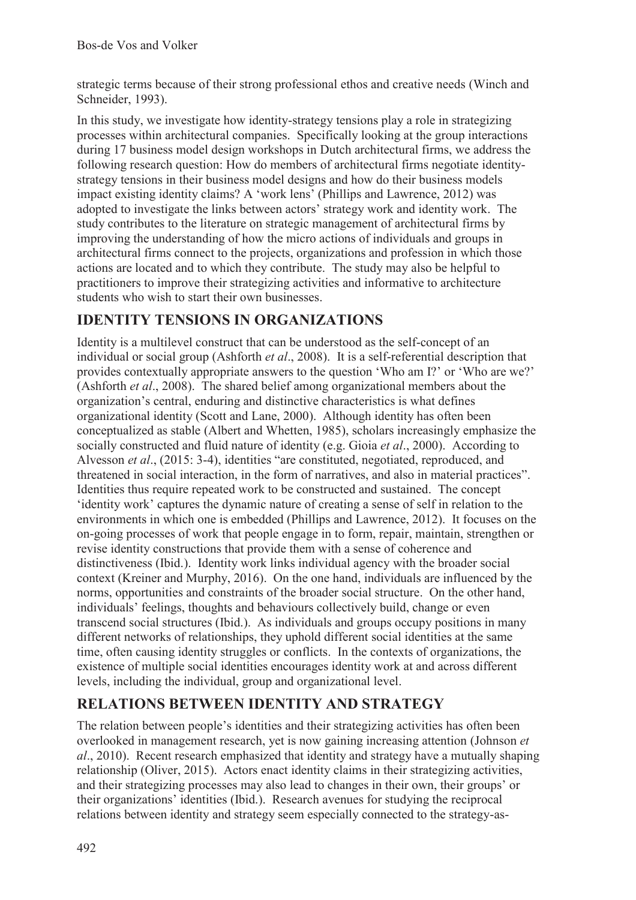strategic terms because of their strong professional ethos and creative needs (Winch and Schneider, 1993).

In this study, we investigate how identity-strategy tensions play a role in strategizing processes within architectural companies. Specifically looking at the group interactions during 17 business model design workshops in Dutch architectural firms, we address the following research question: How do members of architectural firms negotiate identity-strategy tensions in their business model designs and how do their business models impact existing identity claims? A 'work lens' (Phillips and Lawrence, 2012) was adopted to investigate the links between actors' strategy work and identity work. The study contributes to the literature on strategic management of architectural firms by improving the understanding of how the micro actions of individuals and groups in architectural firms connect to the projects, organizations and profession in which those actions are located and to which they contribute. The study may also be helpful to practitioners to improve their strategizing activities and informative to architecture students who wish to start their own businesses.

## IDENTITY TENSIONS IN ORGANIZATIONS

Identity is a multilevel construct that can be understood as the self-concept of an individual or social group (Ashforth *et al*., 2008). It is a self-referential description that provides contextually appropriate answers to the question 'Who am I?' or 'Who are we?' (Ashforth *et al*., 2008). The shared belief among organizational members about the organization's central, enduring and distinctive characteristics is what defines organizational identity (Scott and Lane, 2000). Although identity has often been conceptualized as stable (Albert and Whetten, 1985), scholars increasingly emphasize the socially constructed and fluid nature of identity (e.g. Gioia *et al*., 2000). According to Alvesson *et al*., (2015: 3-4), identities "are constituted, negotiated, reproduced, and threatened in social interaction, in the form of narratives, and also in material practices". Identities thus require repeated work to be constructed and sustained. The concept 'identity work' captures the dynamic nature of creating a sense of self in relation to the environments in which one is embedded (Phillips and Lawrence, 2012). It focuses on the on-going processes of work that people engage in to form, repair, maintain, strengthen or revise identity constructions that provide them with a sense of coherence and distinctiveness (Ibid.). Identity work links individual agency with the broader social context (Kreiner and Murphy, 2016). On the one hand, individuals are influenced by the norms, opportunities and constraints of the broader social structure. On the other hand, individuals' feelings, thoughts and behaviours collectively build, change or even transcend social structures (Ibid.). As individuals and groups occupy positions in many different networks of relationships, they uphold different social identities at the same time, often causing identity struggles or conflicts. In the contexts of organizations, the existence of multiple social identities encourages identity work at and across different levels, including the individual, group and organizational level.

## RELATIONS BETWEEN IDENTITY AND STRATEGY

The relation between people's identities and their strategizing activities has often been overlooked in management research, yet is now gaining increasing attention (Johnson *et al*., 2010). Recent research emphasized that identity and strategy have a mutually shaping relationship (Oliver, 2015). Actors enact identity claims in their strategizing activities, and their strategizing processes may also lead to changes in their own, their groups' or their organizations' identities (Ibid.). Research avenues for studying the reciprocal relations between identity and strategy seem especially connected to the strategy-as-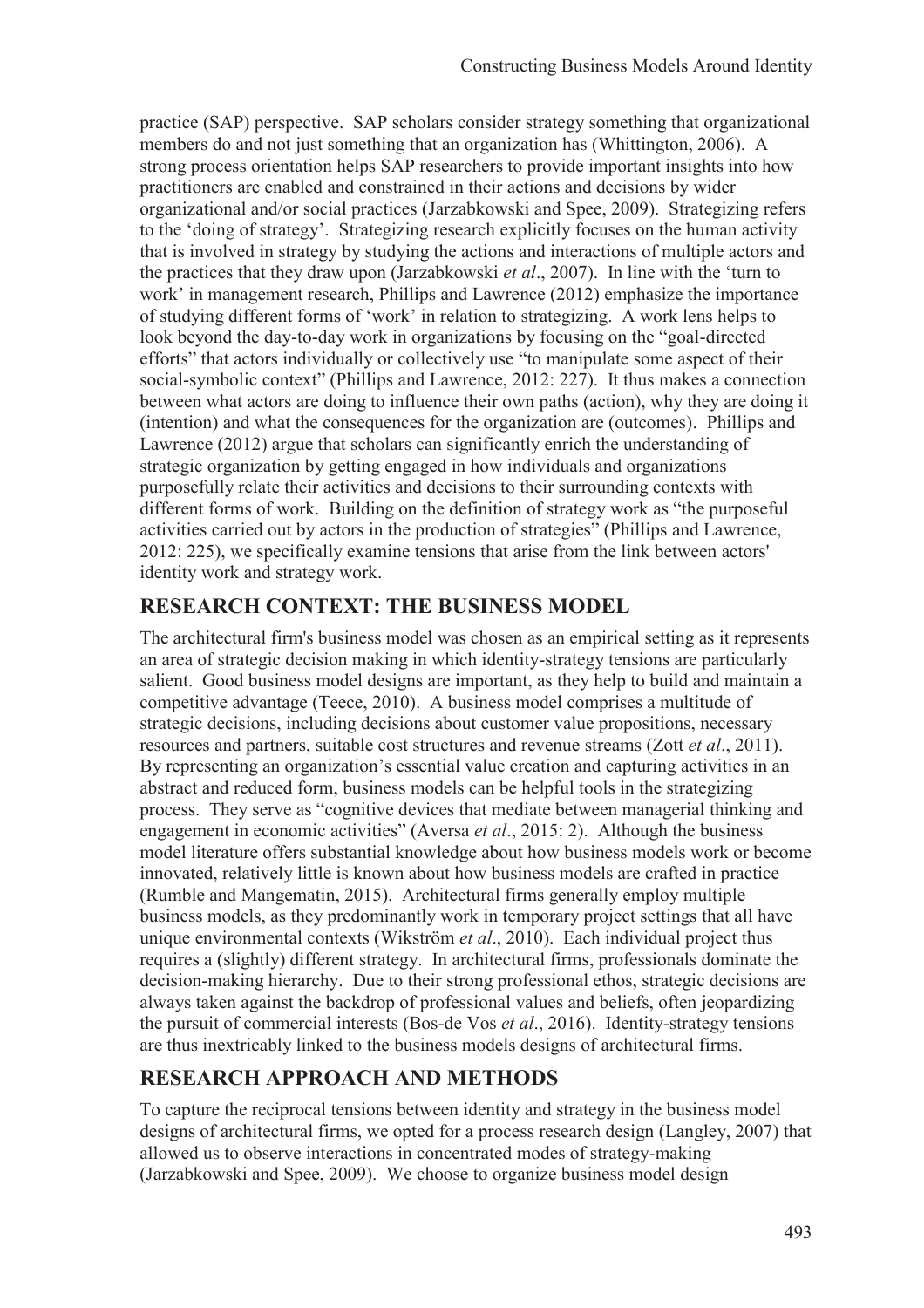practice (SAP) perspective. SAP scholars consider strategy something that organizational members do and not just something that an organization has (Whittington, 2006). A strong process orientation helps SAP researchers to provide important insights into how practitioners are enabled and constrained in their actions and decisions by wider organizational and/or social practices (Jarzabkowski and Spee, 2009). Strategizing refers to the 'doing of strategy'. Strategizing research explicitly focuses on the human activity that is involved in strategy by studying the actions and interactions of multiple actors and the practices that they draw upon (Jarzabkowski *et al*., 2007). In line with the 'turn to work' in management research, Phillips and Lawrence (2012) emphasize the importance of studying different forms of 'work' in relation to strategizing. A work lens helps to look beyond the day-to-day work in organizations by focusing on the "goal-directed efforts" that actors individually or collectively use "to manipulate some aspect of their social-symbolic context" (Phillips and Lawrence, 2012: 227). It thus makes a connection between what actors are doing to influence their own paths (action), why they are doing it (intention) and what the consequences for the organization are (outcomes). Phillips and Lawrence (2012) argue that scholars can significantly enrich the understanding of strategic organization by getting engaged in how individuals and organizations purposefully relate their activities and decisions to their surrounding contexts with different forms of work. Building on the definition of strategy work as "the purposeful activities carried out by actors in the production of strategies" (Phillips and Lawrence, 2012: 225), we specifically examine tensions that arise from the link between actors' identity work and strategy work.

## RESEARCH CONTEXT: THE BUSINESS MODEL

The architectural firm's business model was chosen as an empirical setting as it represents an area of strategic decision making in which identity-strategy tensions are particularly salient. Good business model designs are important, as they help to build and maintain a competitive advantage (Teece, 2010). A business model comprises a multitude of strategic decisions, including decisions about customer value propositions, necessary resources and partners, suitable cost structures and revenue streams (Zott *et al*., 2011). By representing an organization's essential value creation and capturing activities in an abstract and reduced form, business models can be helpful tools in the strategizing process. They serve as "cognitive devices that mediate between managerial thinking and engagement in economic activities" (Aversa *et al*., 2015: 2). Although the business model literature offers substantial knowledge about how business models work or become innovated, relatively little is known about how business models are crafted in practice (Rumble and Mangematin, 2015). Architectural firms generally employ multiple business models, as they predominantly work in temporary project settings that all have unique environmental contexts (Wikström *et al*., 2010). Each individual project thus requires a (slightly) different strategy. In architectural firms, professionals dominate the decision-making hierarchy. Due to their strong professional ethos, strategic decisions are always taken against the backdrop of professional values and beliefs, often jeopardizing the pursuit of commercial interests (Bos-de Vos *et al*., 2016). Identity-strategy tensions are thus inextricably linked to the business models designs of architectural firms.

## RESEARCH APPROACH AND METHODS

To capture the reciprocal tensions between identity and strategy in the business model designs of architectural firms, we opted for a process research design (Langley, 2007) that allowed us to observe interactions in concentrated modes of strategy-making (Jarzabkowski and Spee, 2009). We choose to organize business model design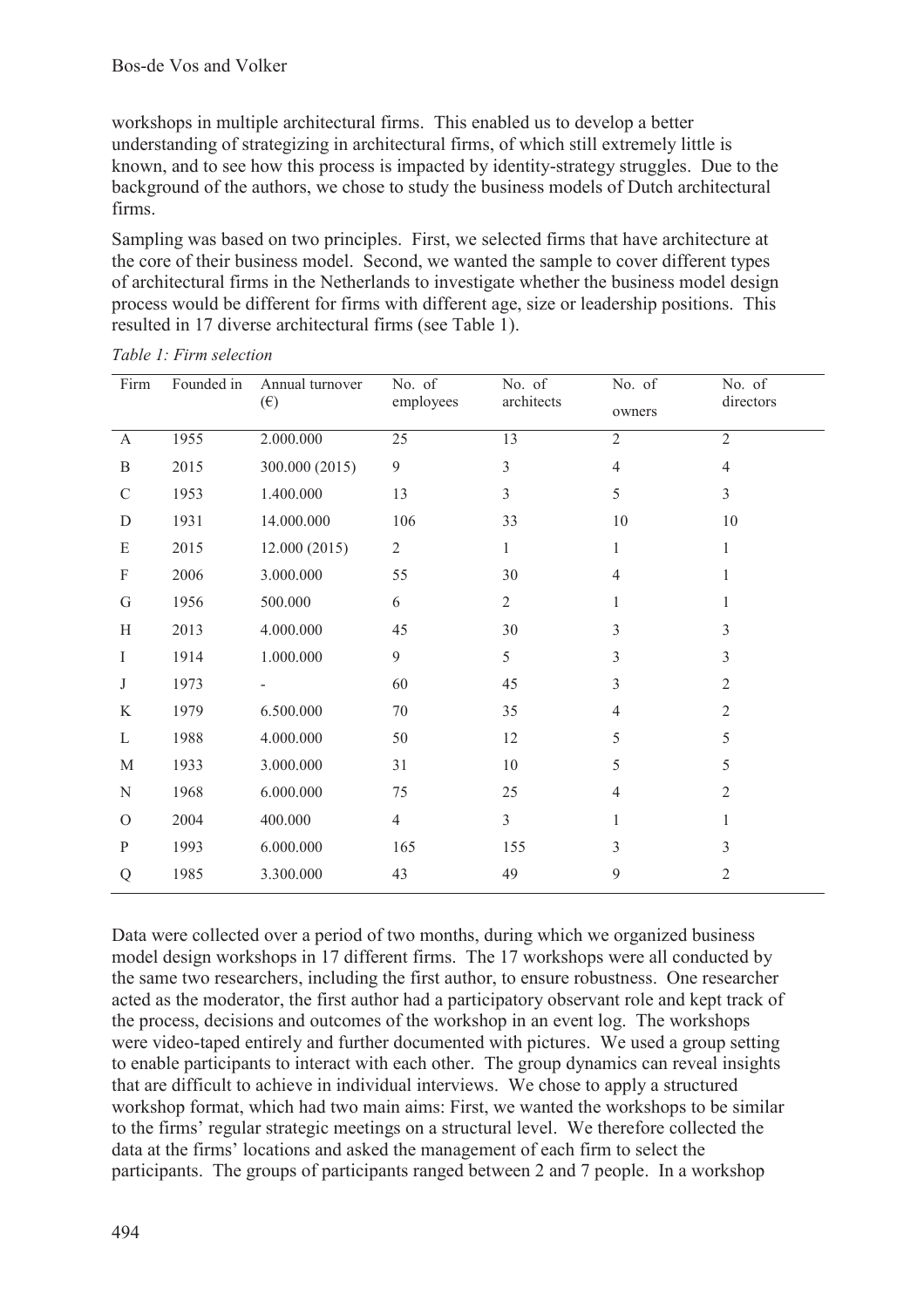workshops in multiple architectural firms. This enabled us to develop a better understanding of strategizing in architectural firms, of which still extremely little is known, and to see how this process is impacted by identity-strategy struggles. Due to the background of the authors, we chose to study the business models of Dutch architectural firms.

Sampling was based on two principles. First, we selected firms that have architecture at the core of their business model. Second, we wanted the sample to cover different types of architectural firms in the Netherlands to investigate whether the business model design process would be different for firms with different age, size or leadership positions. This resulted in 17 diverse architectural firms (see Table 1).

*Table 1: Firm selection*

| Firm | Founded in | Annual turnover (€) | No. of employees | No. of architects | No. of owners | No. of directors |
|---|---|---|---|---|---|---|
| A | 1955 | 2.000.000 | 25 | 13 | 2 | 2 |
| B | 2015 | 300.000 (2015) | 9 | 3 | 4 | 4 |
| C | 1953 | 1.400.000 | 13 | 3 | 5 | 3 |
| D | 1931 | 14.000.000 | 106 | 33 | 10 | 10 |
| E | 2015 | 12.000 (2015) | 2 | 1 | 1 | 1 |
| F | 2006 | 3.000.000 | 55 | 30 | 4 | 1 |
| G | 1956 | 500.000 | 6 | 2 | 1 | 1 |
| H | 2013 | 4.000.000 | 45 | 30 | 3 | 3 |
| I | 1914 | 1.000.000 | 9 | 5 | 3 | 3 |
| J | 1973 | - | 60 | 45 | 3 | 2 |
| K | 1979 | 6.500.000 | 70 | 35 | 4 | 2 |
| L | 1988 | 4.000.000 | 50 | 12 | 5 | 5 |
| M | 1933 | 3.000.000 | 31 | 10 | 5 | 5 |
| N | 1968 | 6.000.000 | 75 | 25 | 4 | 2 |
| O | 2004 | 400.000 | 4 | 3 | 1 | 1 |
| P | 1993 | 6.000.000 | 165 | 155 | 3 | 3 |
| Q | 1985 | 3.300.000 | 43 | 49 | 9 | 2 |

Data were collected over a period of two months, during which we organized business model design workshops in 17 different firms. The 17 workshops were all conducted by the same two researchers, including the first author, to ensure robustness. One researcher acted as the moderator, the first author had a participatory observant role and kept track of the process, decisions and outcomes of the workshop in an event log. The workshops were video-taped entirely and further documented with pictures. We used a group setting to enable participants to interact with each other. The group dynamics can reveal insights that are difficult to achieve in individual interviews. We chose to apply a structured workshop format, which had two main aims: First, we wanted the workshops to be similar to the firms' regular strategic meetings on a structural level. We therefore collected the data at the firms' locations and asked the management of each firm to select the participants. The groups of participants ranged between 2 and 7 people. In a workshop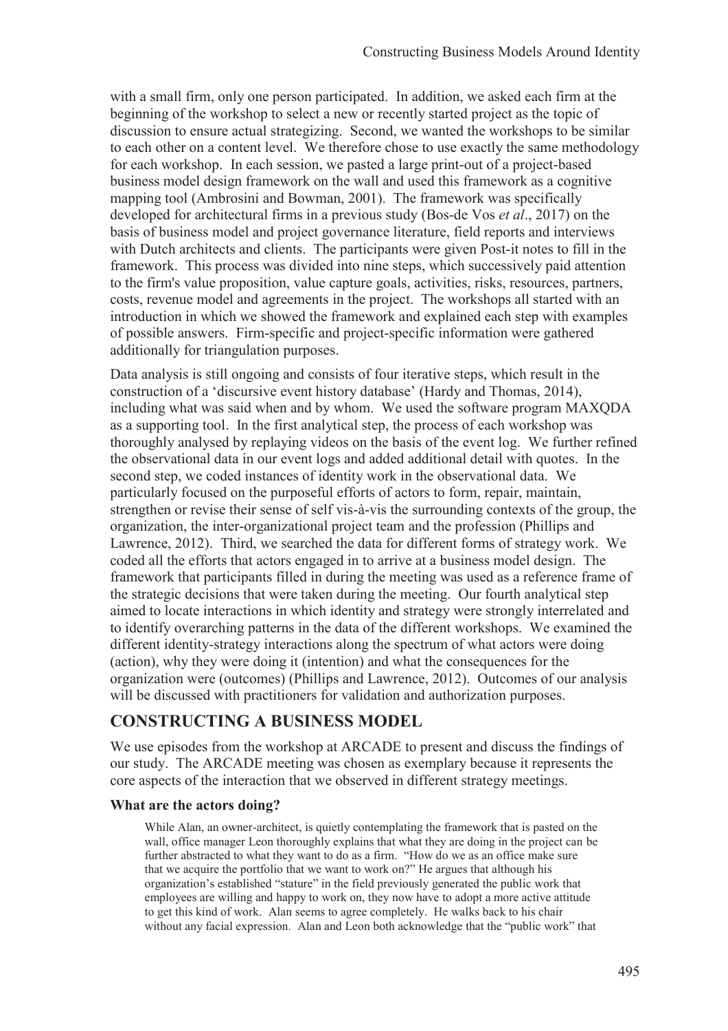with a small firm, only one person participated. In addition, we asked each firm at the beginning of the workshop to select a new or recently started project as the topic of discussion to ensure actual strategizing. Second, we wanted the workshops to be similar to each other on a content level. We therefore chose to use exactly the same methodology for each workshop. In each session, we pasted a large print-out of a project-based business model design framework on the wall and used this framework as a cognitive mapping tool (Ambrosini and Bowman, 2001). The framework was specifically developed for architectural firms in a previous study (Bos-de Vos *et al*., 2017) on the basis of business model and project governance literature, field reports and interviews with Dutch architects and clients. The participants were given Post-it notes to fill in the framework. This process was divided into nine steps, which successively paid attention to the firm's value proposition, value capture goals, activities, risks, resources, partners, costs, revenue model and agreements in the project. The workshops all started with an introduction in which we showed the framework and explained each step with examples of possible answers. Firm-specific and project-specific information were gathered additionally for triangulation purposes.

Data analysis is still ongoing and consists of four iterative steps, which result in the construction of a 'discursive event history database' (Hardy and Thomas, 2014), including what was said when and by whom. We used the software program MAXQDA as a supporting tool. In the first analytical step, the process of each workshop was thoroughly analysed by replaying videos on the basis of the event log. We further refined the observational data in our event logs and added additional detail with quotes. In the second step, we coded instances of identity work in the observational data. We particularly focused on the purposeful efforts of actors to form, repair, maintain, strengthen or revise their sense of self vis-à-vis the surrounding contexts of the group, the organization, the inter-organizational project team and the profession (Phillips and Lawrence, 2012). Third, we searched the data for different forms of strategy work. We coded all the efforts that actors engaged in to arrive at a business model design. The framework that participants filled in during the meeting was used as a reference frame of the strategic decisions that were taken during the meeting. Our fourth analytical step aimed to locate interactions in which identity and strategy were strongly interrelated and to identify overarching patterns in the data of the different workshops. We examined the different identity-strategy interactions along the spectrum of what actors were doing (action), why they were doing it (intention) and what the consequences for the organization were (outcomes) (Phillips and Lawrence, 2012). Outcomes of our analysis will be discussed with practitioners for validation and authorization purposes.

## CONSTRUCTING A BUSINESS MODEL

We use episodes from the workshop at ARCADE to present and discuss the findings of our study. The ARCADE meeting was chosen as exemplary because it represents the core aspects of the interaction that we observed in different strategy meetings.

### What are the actors doing?

> While Alan, an owner-architect, is quietly contemplating the framework that is pasted on the wall, office manager Leon thoroughly explains that what they are doing in the project can be further abstracted to what they want to do as a firm. "How do we as an office make sure that we acquire the portfolio that we want to work on?" He argues that although his organization's established "stature" in the field previously generated the public work that employees are willing and happy to work on, they now have to adopt a more active attitude to get this kind of work. Alan seems to agree completely. He walks back to his chair without any facial expression. Alan and Leon both acknowledge that the "public work" that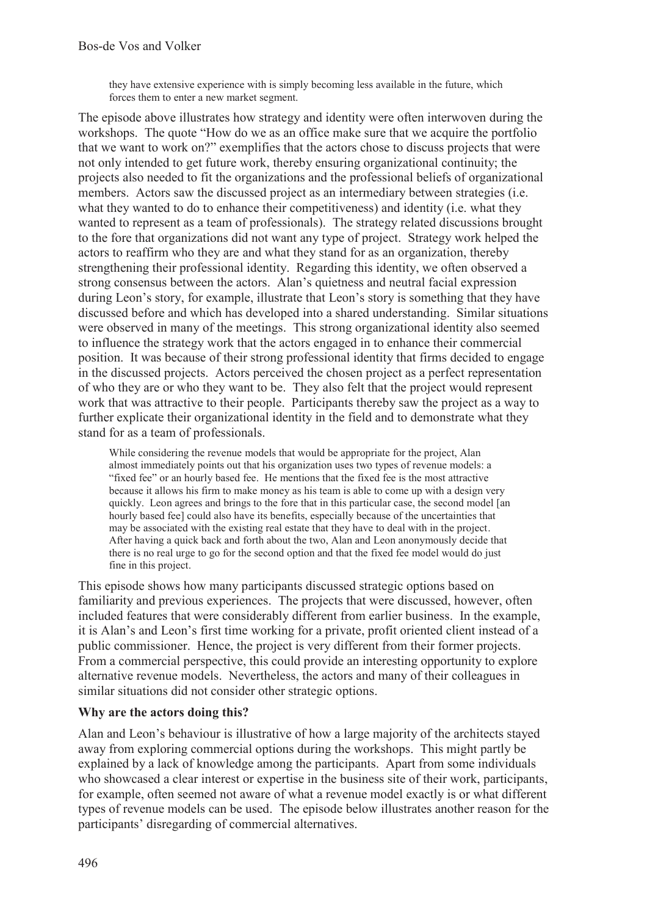they have extensive experience with is simply becoming less available in the future, which forces them to enter a new market segment.

The episode above illustrates how strategy and identity were often interwoven during the workshops. The quote "How do we as an office make sure that we acquire the portfolio that we want to work on?" exemplifies that the actors chose to discuss projects that were not only intended to get future work, thereby ensuring organizational continuity; the projects also needed to fit the organizations and the professional beliefs of organizational members. Actors saw the discussed project as an intermediary between strategies (i.e. what they wanted to do to enhance their competitiveness) and identity (i.e. what they wanted to represent as a team of professionals). The strategy related discussions brought to the fore that organizations did not want any type of project. Strategy work helped the actors to reaffirm who they are and what they stand for as an organization, thereby strengthening their professional identity. Regarding this identity, we often observed a strong consensus between the actors. Alan's quietness and neutral facial expression during Leon's story, for example, illustrate that Leon's story is something that they have discussed before and which has developed into a shared understanding. Similar situations were observed in many of the meetings. This strong organizational identity also seemed to influence the strategy work that the actors engaged in to enhance their commercial position. It was because of their strong professional identity that firms decided to engage in the discussed projects. Actors perceived the chosen project as a perfect representation of who they are or who they want to be. They also felt that the project would represent work that was attractive to their people. Participants thereby saw the project as a way to further explicate their organizational identity in the field and to demonstrate what they stand for as a team of professionals.

> While considering the revenue models that would be appropriate for the project, Alan almost immediately points out that his organization uses two types of revenue models: a "fixed fee" or an hourly based fee. He mentions that the fixed fee is the most attractive because it allows his firm to make money as his team is able to come up with a design very quickly. Leon agrees and brings to the fore that in this particular case, the second model [an hourly based fee] could also have its benefits, especially because of the uncertainties that may be associated with the existing real estate that they have to deal with in the project. After having a quick back and forth about the two, Alan and Leon anonymously decide that there is no real urge to go for the second option and that the fixed fee model would do just fine in this project.

This episode shows how many participants discussed strategic options based on familiarity and previous experiences. The projects that were discussed, however, often included features that were considerably different from earlier business. In the example, it is Alan's and Leon's first time working for a private, profit oriented client instead of a public commissioner. Hence, the project is very different from their former projects. From a commercial perspective, this could provide an interesting opportunity to explore alternative revenue models. Nevertheless, the actors and many of their colleagues in similar situations did not consider other strategic options.

**Why are the actors doing this?**

Alan and Leon's behaviour is illustrative of how a large majority of the architects stayed away from exploring commercial options during the workshops. This might partly be explained by a lack of knowledge among the participants. Apart from some individuals who showcased a clear interest or expertise in the business site of their work, participants, for example, often seemed not aware of what a revenue model exactly is or what different types of revenue models can be used. The episode below illustrates another reason for the participants' disregarding of commercial alternatives.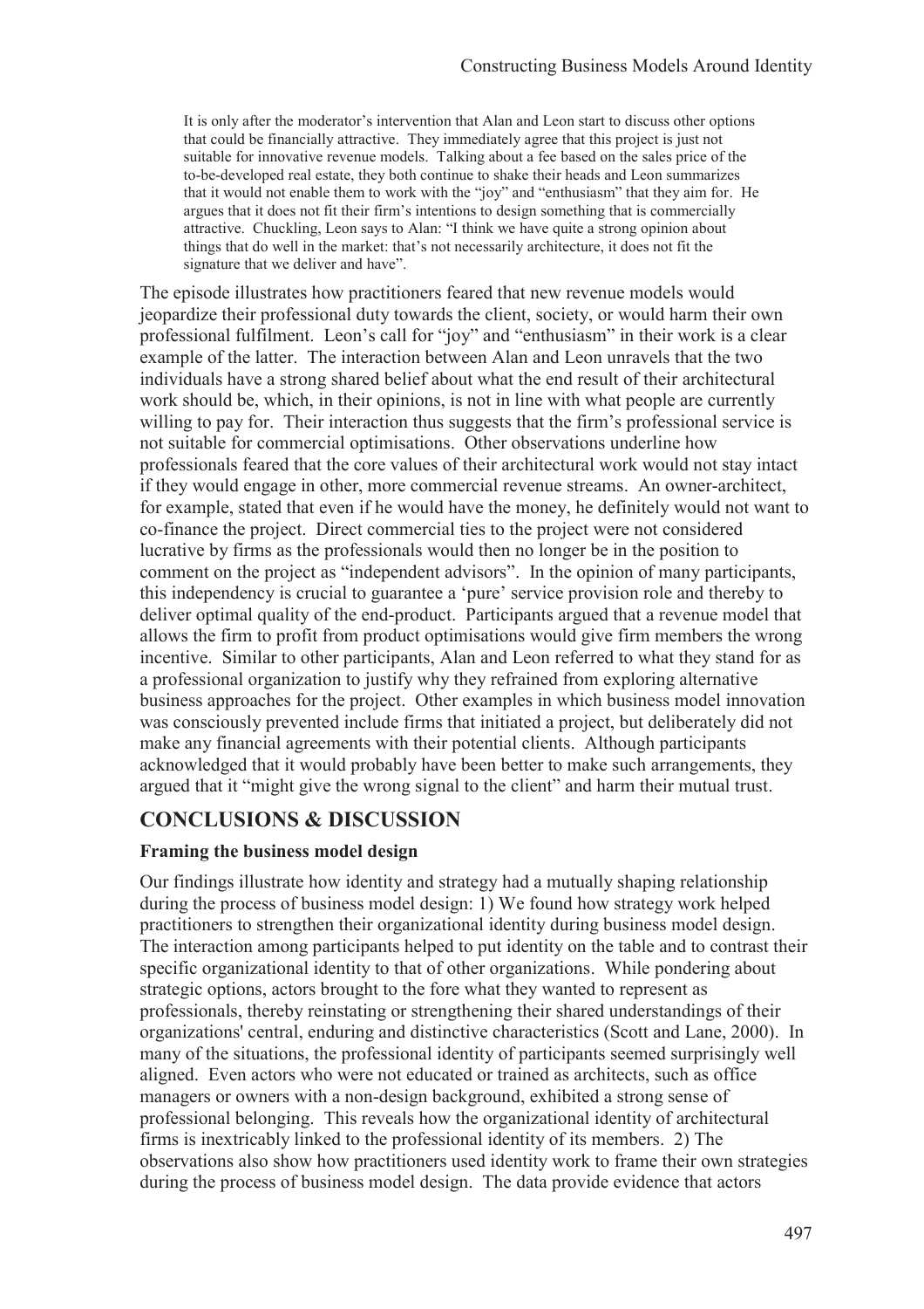> It is only after the moderator's intervention that Alan and Leon start to discuss other options that could be financially attractive. They immediately agree that this project is just not suitable for innovative revenue models. Talking about a fee based on the sales price of the to-be-developed real estate, they both continue to shake their heads and Leon summarizes that it would not enable them to work with the "joy" and "enthusiasm" that they aim for. He argues that it does not fit their firm's intentions to design something that is commercially attractive. Chuckling, Leon says to Alan: "I think we have quite a strong opinion about things that do well in the market: that's not necessarily architecture, it does not fit the signature that we deliver and have".

The episode illustrates how practitioners feared that new revenue models would jeopardize their professional duty towards the client, society, or would harm their own professional fulfilment. Leon's call for "joy" and "enthusiasm" in their work is a clear example of the latter. The interaction between Alan and Leon unravels that the two individuals have a strong shared belief about what the end result of their architectural work should be, which, in their opinions, is not in line with what people are currently willing to pay for. Their interaction thus suggests that the firm's professional service is not suitable for commercial optimisations. Other observations underline how professionals feared that the core values of their architectural work would not stay intact if they would engage in other, more commercial revenue streams. An owner-architect, for example, stated that even if he would have the money, he definitely would not want to co-finance the project. Direct commercial ties to the project were not considered lucrative by firms as the professionals would then no longer be in the position to comment on the project as "independent advisors". In the opinion of many participants, this independency is crucial to guarantee a 'pure' service provision role and thereby to deliver optimal quality of the end-product. Participants argued that a revenue model that allows the firm to profit from product optimisations would give firm members the wrong incentive. Similar to other participants, Alan and Leon referred to what they stand for as a professional organization to justify why they refrained from exploring alternative business approaches for the project. Other examples in which business model innovation was consciously prevented include firms that initiated a project, but deliberately did not make any financial agreements with their potential clients. Although participants acknowledged that it would probably have been better to make such arrangements, they argued that it "might give the wrong signal to the client" and harm their mutual trust.

## CONCLUSIONS & DISCUSSION

### Framing the business model design

Our findings illustrate how identity and strategy had a mutually shaping relationship during the process of business model design: 1) We found how strategy work helped practitioners to strengthen their organizational identity during business model design. The interaction among participants helped to put identity on the table and to contrast their specific organizational identity to that of other organizations. While pondering about strategic options, actors brought to the fore what they wanted to represent as professionals, thereby reinstating or strengthening their shared understandings of their organizations' central, enduring and distinctive characteristics (Scott and Lane, 2000). In many of the situations, the professional identity of participants seemed surprisingly well aligned. Even actors who were not educated or trained as architects, such as office managers or owners with a non-design background, exhibited a strong sense of professional belonging. This reveals how the organizational identity of architectural firms is inextricably linked to the professional identity of its members. 2) The observations also show how practitioners used identity work to frame their own strategies during the process of business model design. The data provide evidence that actors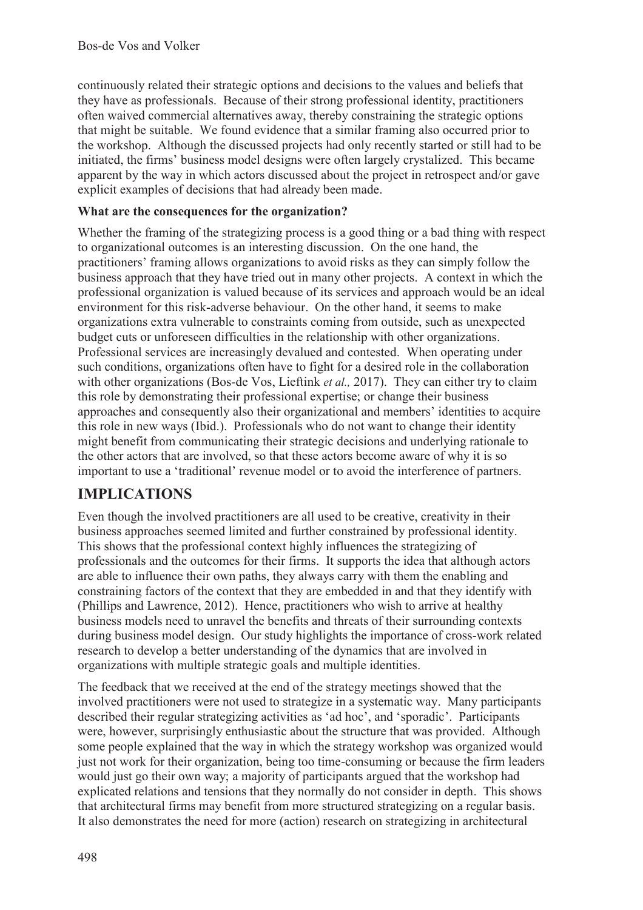continuously related their strategic options and decisions to the values and beliefs that they have as professionals. Because of their strong professional identity, practitioners often waived commercial alternatives away, thereby constraining the strategic options that might be suitable. We found evidence that a similar framing also occurred prior to the workshop. Although the discussed projects had only recently started or still had to be initiated, the firms' business model designs were often largely crystalized. This became apparent by the way in which actors discussed about the project in retrospect and/or gave explicit examples of decisions that had already been made.

**What are the consequences for the organization?**

Whether the framing of the strategizing process is a good thing or a bad thing with respect to organizational outcomes is an interesting discussion. On the one hand, the practitioners' framing allows organizations to avoid risks as they can simply follow the business approach that they have tried out in many other projects. A context in which the professional organization is valued because of its services and approach would be an ideal environment for this risk-adverse behaviour. On the other hand, it seems to make organizations extra vulnerable to constraints coming from outside, such as unexpected budget cuts or unforeseen difficulties in the relationship with other organizations. Professional services are increasingly devalued and contested. When operating under such conditions, organizations often have to fight for a desired role in the collaboration with other organizations (Bos-de Vos, Lieftink *et al.,* 2017). They can either try to claim this role by demonstrating their professional expertise; or change their business approaches and consequently also their organizational and members' identities to acquire this role in new ways (Ibid.). Professionals who do not want to change their identity might benefit from communicating their strategic decisions and underlying rationale to the other actors that are involved, so that these actors become aware of why it is so important to use a 'traditional' revenue model or to avoid the interference of partners.

## IMPLICATIONS

Even though the involved practitioners are all used to be creative, creativity in their business approaches seemed limited and further constrained by professional identity. This shows that the professional context highly influences the strategizing of professionals and the outcomes for their firms. It supports the idea that although actors are able to influence their own paths, they always carry with them the enabling and constraining factors of the context that they are embedded in and that they identify with (Phillips and Lawrence, 2012). Hence, practitioners who wish to arrive at healthy business models need to unravel the benefits and threats of their surrounding contexts during business model design. Our study highlights the importance of cross-work related research to develop a better understanding of the dynamics that are involved in organizations with multiple strategic goals and multiple identities.

The feedback that we received at the end of the strategy meetings showed that the involved practitioners were not used to strategize in a systematic way. Many participants described their regular strategizing activities as 'ad hoc', and 'sporadic'. Participants were, however, surprisingly enthusiastic about the structure that was provided. Although some people explained that the way in which the strategy workshop was organized would just not work for their organization, being too time-consuming or because the firm leaders would just go their own way; a majority of participants argued that the workshop had explicated relations and tensions that they normally do not consider in depth. This shows that architectural firms may benefit from more structured strategizing on a regular basis. It also demonstrates the need for more (action) research on strategizing in architectural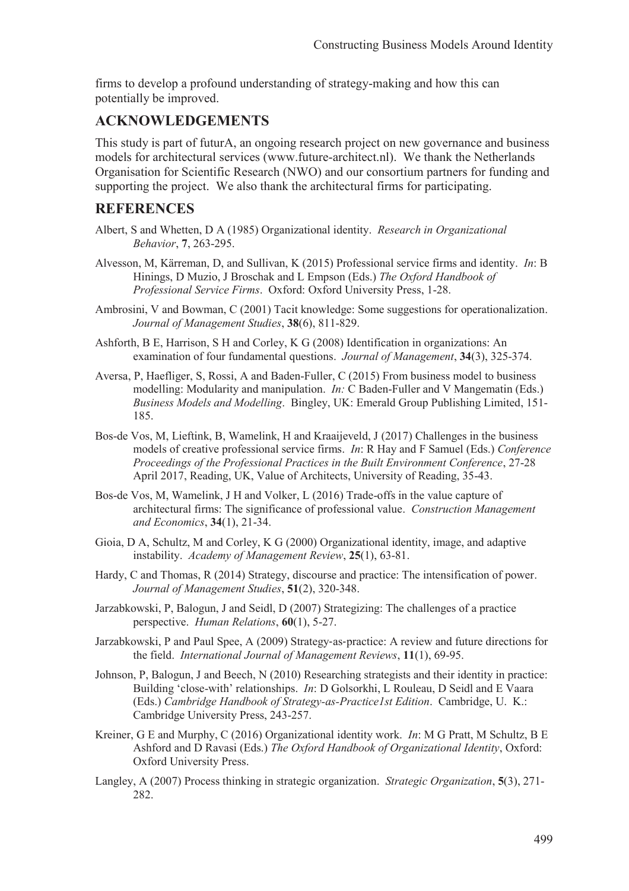firms to develop a profound understanding of strategy-making and how this can potentially be improved.

## ACKNOWLEDGEMENTS

This study is part of futurA, an ongoing research project on new governance and business models for architectural services (www.future-architect.nl). We thank the Netherlands Organisation for Scientific Research (NWO) and our consortium partners for funding and supporting the project. We also thank the architectural firms for participating.

## REFERENCES

Albert, S and Whetten, D A (1985) Organizational identity. *Research in Organizational Behavior*, **7**, 263-295.

Alvesson, M, Kärreman, D, and Sullivan, K (2015) Professional service firms and identity. *In*: B Hinings, D Muzio, J Broschak and L Empson (Eds.) *The Oxford Handbook of Professional Service Firms*. Oxford: Oxford University Press, 1-28.

Ambrosini, V and Bowman, C (2001) Tacit knowledge: Some suggestions for operationalization. *Journal of Management Studies*, **38**(6), 811-829.

Ashforth, B E, Harrison, S H and Corley, K G (2008) Identification in organizations: An examination of four fundamental questions. *Journal of Management*, **34**(3), 325-374.

Aversa, P, Haefliger, S, Rossi, A and Baden-Fuller, C (2015) From business model to business modelling: Modularity and manipulation. *In:* C Baden-Fuller and V Mangematin (Eds.) *Business Models and Modelling*. Bingley, UK: Emerald Group Publishing Limited, 151-185.

Bos-de Vos, M, Lieftink, B, Wamelink, H and Kraaijeveld, J (2017) Challenges in the business models of creative professional service firms. *In*: R Hay and F Samuel (Eds.) *Conference Proceedings of the Professional Practices in the Built Environment Conference*, 27-28 April 2017, Reading, UK, Value of Architects, University of Reading, 35-43.

Bos-de Vos, M, Wamelink, J H and Volker, L (2016) Trade-offs in the value capture of architectural firms: The significance of professional value. *Construction Management and Economics*, **34**(1), 21-34.

Gioia, D A, Schultz, M and Corley, K G (2000) Organizational identity, image, and adaptive instability. *Academy of Management Review*, **25**(1), 63-81.

Hardy, C and Thomas, R (2014) Strategy, discourse and practice: The intensification of power. *Journal of Management Studies*, **51**(2), 320-348.

Jarzabkowski, P, Balogun, J and Seidl, D (2007) Strategizing: The challenges of a practice perspective. *Human Relations*, **60**(1), 5-27.

Jarzabkowski, P and Paul Spee, A (2009) Strategy-as-practice: A review and future directions for the field. *International Journal of Management Reviews*, **11**(1), 69-95.

Johnson, P, Balogun, J and Beech, N (2010) Researching strategists and their identity in practice: Building 'close-with' relationships. *In*: D Golsorkhi, L Rouleau, D Seidl and E Vaara (Eds.) *Cambridge Handbook of Strategy-as-Practice1st Edition*. Cambridge, U. K.: Cambridge University Press, 243-257.

Kreiner, G E and Murphy, C (2016) Organizational identity work. *In*: M G Pratt, M Schultz, B E Ashford and D Ravasi (Eds.) *The Oxford Handbook of Organizational Identity*, Oxford: Oxford University Press.

Langley, A (2007) Process thinking in strategic organization. *Strategic Organization*, **5**(3), 271-282.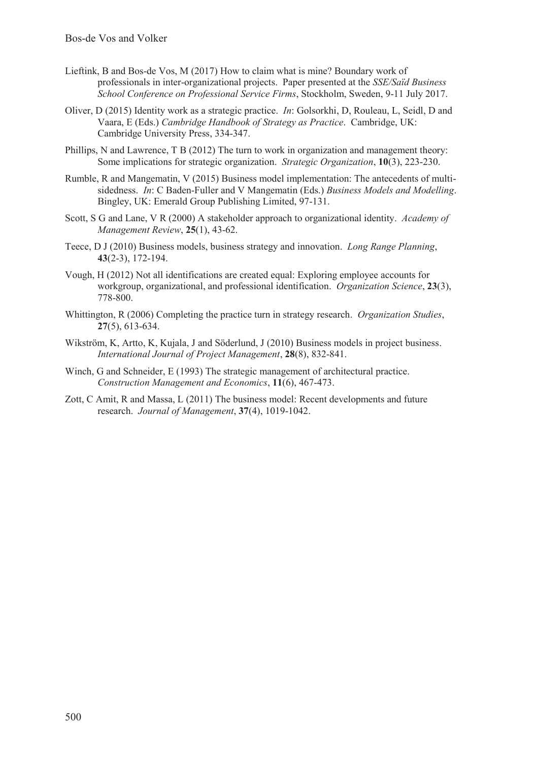Lieftink, B and Bos-de Vos, M (2017) How to claim what is mine? Boundary work of professionals in inter-organizational projects. Paper presented at the *SSE/Saïd Business School Conference on Professional Service Firms*, Stockholm, Sweden, 9-11 July 2017.

Oliver, D (2015) Identity work as a strategic practice. *In*: Golsorkhi, D, Rouleau, L, Seidl, D and Vaara, E (Eds.) *Cambridge Handbook of Strategy as Practice*. Cambridge, UK: Cambridge University Press, 334-347.

Phillips, N and Lawrence, T B (2012) The turn to work in organization and management theory: Some implications for strategic organization. *Strategic Organization*, **10**(3), 223-230.

Rumble, R and Mangematin, V (2015) Business model implementation: The antecedents of multi-sidedness. *In*: C Baden-Fuller and V Mangematin (Eds.) *Business Models and Modelling*. Bingley, UK: Emerald Group Publishing Limited, 97-131.

Scott, S G and Lane, V R (2000) A stakeholder approach to organizational identity. *Academy of Management Review*, **25**(1), 43-62.

Teece, D J (2010) Business models, business strategy and innovation. *Long Range Planning*, **43**(2-3), 172-194.

Vough, H (2012) Not all identifications are created equal: Exploring employee accounts for workgroup, organizational, and professional identification. *Organization Science*, **23**(3), 778-800.

Whittington, R (2006) Completing the practice turn in strategy research. *Organization Studies*, **27**(5), 613-634.

Wikström, K, Artto, K, Kujala, J and Söderlund, J (2010) Business models in project business. *International Journal of Project Management*, **28**(8), 832-841.

Winch, G and Schneider, E (1993) The strategic management of architectural practice. *Construction Management and Economics*, **11**(6), 467-473.

Zott, C Amit, R and Massa, L (2011) The business model: Recent developments and future research. *Journal of Management*, **37**(4), 1019-1042.